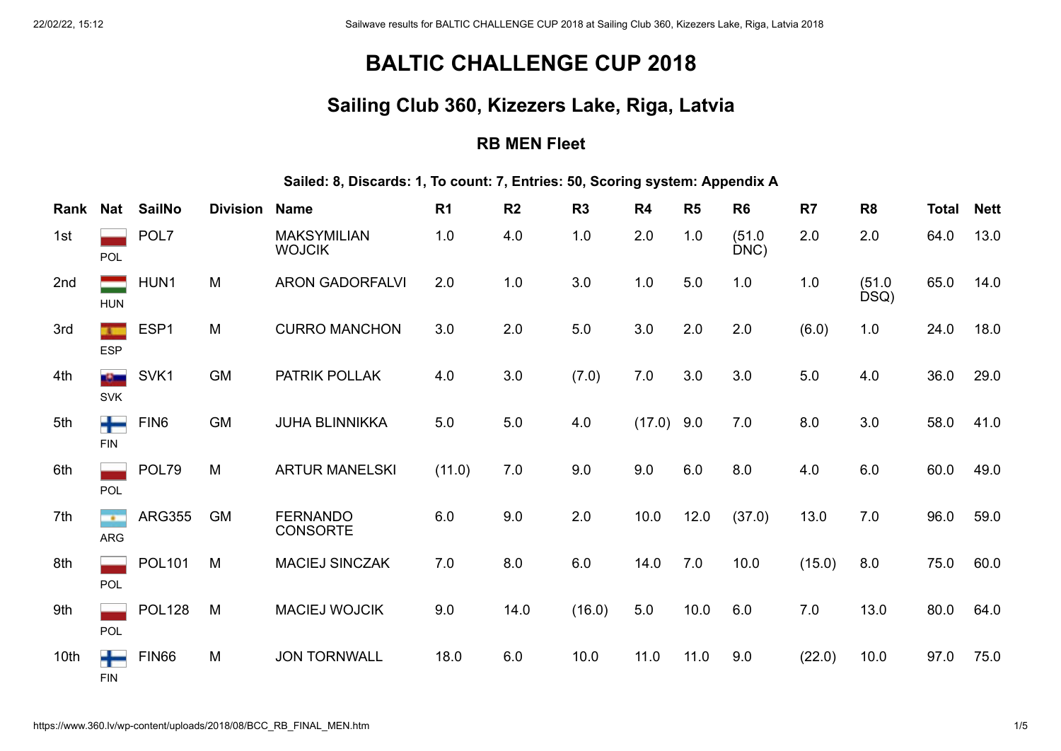# BALTIC CHALLENGE CUP 2018

## Sailing Club 360, Kizezers Lake, Riga, Latvia

### RB MEN Fleet

**Sailed: 8, Discards: 1, To count: 7, Entries: 50, Scoring system: Appendix A**

| Rank | Nat | SailNo | Division | Name | R1 | R2 | R3 | R4 | R5 | R6 | R7 | R8 | Total | Nett |
|---|---|---|---|---|---|---|---|---|---|---|---|---|---|---|
| 1st | POL | POL7 | | MAKSYMILIAN WOJCIK | 1.0 | 4.0 | 1.0 | 2.0 | 1.0 | (51.0 DNC) | 2.0 | 2.0 | 64.0 | 13.0 |
| 2nd | HUN | HUN1 | M | ARON GADORFALVI | 2.0 | 1.0 | 3.0 | 1.0 | 5.0 | 1.0 | 1.0 | (51.0 DSQ) | 65.0 | 14.0 |
| 3rd | ESP | ESP1 | M | CURRO MANCHON | 3.0 | 2.0 | 5.0 | 3.0 | 2.0 | 2.0 | (6.0) | 1.0 | 24.0 | 18.0 |
| 4th | SVK | SVK1 | GM | PATRIK POLLAK | 4.0 | 3.0 | (7.0) | 7.0 | 3.0 | 3.0 | 5.0 | 4.0 | 36.0 | 29.0 |
| 5th | FIN | FIN6 | GM | JUHA BLINNIKKA | 5.0 | 5.0 | 4.0 | (17.0) | 9.0 | 7.0 | 8.0 | 3.0 | 58.0 | 41.0 |
| 6th | POL | POL79 | M | ARTUR MANELSKI | (11.0) | 7.0 | 9.0 | 9.0 | 6.0 | 8.0 | 4.0 | 6.0 | 60.0 | 49.0 |
| 7th | ARG | ARG355 | GM | FERNANDO CONSORTE | 6.0 | 9.0 | 2.0 | 10.0 | 12.0 | (37.0) | 13.0 | 7.0 | 96.0 | 59.0 |
| 8th | POL | POL101 | M | MACIEJ SINCZAK | 7.0 | 8.0 | 6.0 | 14.0 | 7.0 | 10.0 | (15.0) | 8.0 | 75.0 | 60.0 |
| 9th | POL | POL128 | M | MACIEJ WOJCIK | 9.0 | 14.0 | (16.0) | 5.0 | 10.0 | 6.0 | 7.0 | 13.0 | 80.0 | 64.0 |
| 10th | FIN | FIN66 | M | JON TORNWALL | 18.0 | 6.0 | 10.0 | 11.0 | 11.0 | 9.0 | (22.0) | 10.0 | 97.0 | 75.0 |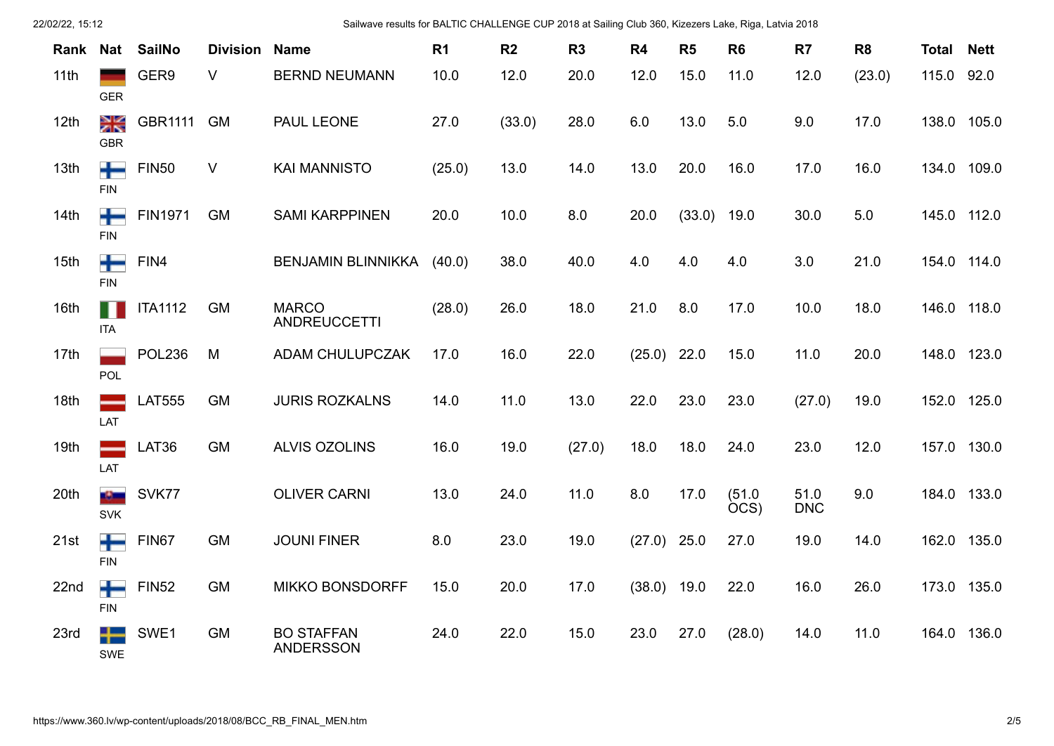| Rank | Nat | SailNo | Division | Name | R1 | R2 | R3 | R4 | R5 | R6 | R7 | R8 | Total | Nett |
|---|---|---|---|---|---|---|---|---|---|---|---|---|---|---|
| 11th | GER | GER9 | V | BERND NEUMANN | 10.0 | 12.0 | 20.0 | 12.0 | 15.0 | 11.0 | 12.0 | (23.0) | 115.0 | 92.0 |
| 12th | GBR | GBR1111 | GM | PAUL LEONE | 27.0 | (33.0) | 28.0 | 6.0 | 13.0 | 5.0 | 9.0 | 17.0 | 138.0 | 105.0 |
| 13th | FIN | FIN50 | V | KAI MANNISTO | (25.0) | 13.0 | 14.0 | 13.0 | 20.0 | 16.0 | 17.0 | 16.0 | 134.0 | 109.0 |
| 14th | FIN | FIN1971 | GM | SAMI KARPPINEN | 20.0 | 10.0 | 8.0 | 20.0 | (33.0) | 19.0 | 30.0 | 5.0 | 145.0 | 112.0 |
| 15th | FIN | FIN4 | | BENJAMIN BLINNIKKA | (40.0) | 38.0 | 40.0 | 4.0 | 4.0 | 4.0 | 3.0 | 21.0 | 154.0 | 114.0 |
| 16th | ITA | ITA1112 | GM | MARCO ANDREUCCETTI | (28.0) | 26.0 | 18.0 | 21.0 | 8.0 | 17.0 | 10.0 | 18.0 | 146.0 | 118.0 |
| 17th | POL | POL236 | M | ADAM CHULUPCZAK | 17.0 | 16.0 | 22.0 | (25.0) | 22.0 | 15.0 | 11.0 | 20.0 | 148.0 | 123.0 |
| 18th | LAT | LAT555 | GM | JURIS ROZKALNS | 14.0 | 11.0 | 13.0 | 22.0 | 23.0 | 23.0 | (27.0) | 19.0 | 152.0 | 125.0 |
| 19th | LAT | LAT36 | GM | ALVIS OZOLINS | 16.0 | 19.0 | (27.0) | 18.0 | 18.0 | 24.0 | 23.0 | 12.0 | 157.0 | 130.0 |
| 20th | SVK | SVK77 | | OLIVER CARNI | 13.0 | 24.0 | 11.0 | 8.0 | 17.0 | (51.0 OCS) | 51.0 DNC | 9.0 | 184.0 | 133.0 |
| 21st | FIN | FIN67 | GM | JOUNI FINER | 8.0 | 23.0 | 19.0 | (27.0) | 25.0 | 27.0 | 19.0 | 14.0 | 162.0 | 135.0 |
| 22nd | FIN | FIN52 | GM | MIKKO BONSDORFF | 15.0 | 20.0 | 17.0 | (38.0) | 19.0 | 22.0 | 16.0 | 26.0 | 173.0 | 135.0 |
| 23rd | SWE | SWE1 | GM | BO STAFFAN ANDERSSON | 24.0 | 22.0 | 15.0 | 23.0 | 27.0 | (28.0) | 14.0 | 11.0 | 164.0 | 136.0 |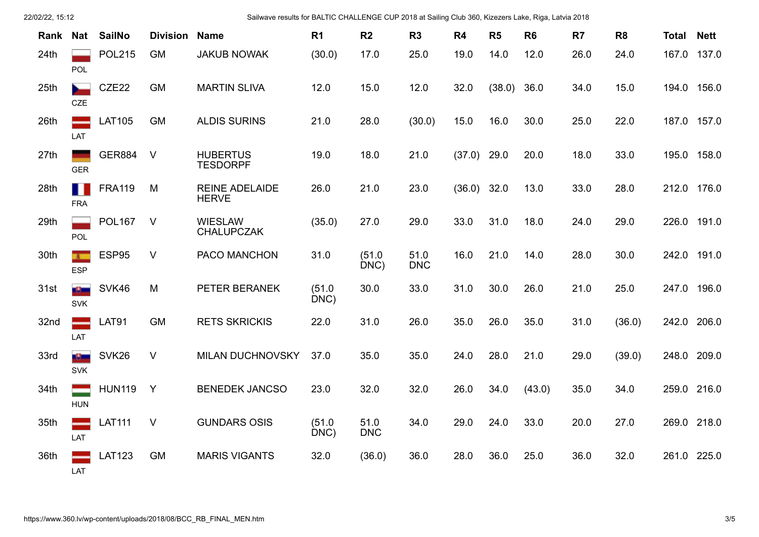| Rank | Nat | SailNo | Division | Name | R1 | R2 | R3 | R4 | R5 | R6 | R7 | R8 | Total | Nett |
|---|---|---|---|---|---|---|---|---|---|---|---|---|---|---|
| 24th | POL | POL215 | GM | JAKUB NOWAK | (30.0) | 17.0 | 25.0 | 19.0 | 14.0 | 12.0 | 26.0 | 24.0 | 167.0 | 137.0 |
| 25th | CZE | CZE22 | GM | MARTIN SLIVA | 12.0 | 15.0 | 12.0 | 32.0 | (38.0) | 36.0 | 34.0 | 15.0 | 194.0 | 156.0 |
| 26th | LAT | LAT105 | GM | ALDIS SURINS | 21.0 | 28.0 | (30.0) | 15.0 | 16.0 | 30.0 | 25.0 | 22.0 | 187.0 | 157.0 |
| 27th | GER | GER884 | V | HUBERTUS TESDORPF | 19.0 | 18.0 | 21.0 | (37.0) | 29.0 | 20.0 | 18.0 | 33.0 | 195.0 | 158.0 |
| 28th | FRA | FRA119 | M | REINE ADELAIDE HERVE | 26.0 | 21.0 | 23.0 | (36.0) | 32.0 | 13.0 | 33.0 | 28.0 | 212.0 | 176.0 |
| 29th | POL | POL167 | V | WIESLAW CHALUPCZAK | (35.0) | 27.0 | 29.0 | 33.0 | 31.0 | 18.0 | 24.0 | 29.0 | 226.0 | 191.0 |
| 30th | ESP | ESP95 | V | PACO MANCHON | 31.0 | (51.0 DNC) | 51.0 DNC | 16.0 | 21.0 | 14.0 | 28.0 | 30.0 | 242.0 | 191.0 |
| 31st | SVK | SVK46 | M | PETER BERANEK | (51.0 DNC) | 30.0 | 33.0 | 31.0 | 30.0 | 26.0 | 21.0 | 25.0 | 247.0 | 196.0 |
| 32nd | LAT | LAT91 | GM | RETS SKRICKIS | 22.0 | 31.0 | 26.0 | 35.0 | 26.0 | 35.0 | 31.0 | (36.0) | 242.0 | 206.0 |
| 33rd | SVK | SVK26 | V | MILAN DUCHNOVSKY | 37.0 | 35.0 | 35.0 | 24.0 | 28.0 | 21.0 | 29.0 | (39.0) | 248.0 | 209.0 |
| 34th | HUN | HUN119 | Y | BENEDEK JANCSO | 23.0 | 32.0 | 32.0 | 26.0 | 34.0 | (43.0) | 35.0 | 34.0 | 259.0 | 216.0 |
| 35th | LAT | LAT111 | V | GUNDARS OSIS | (51.0 DNC) | 51.0 DNC | 34.0 | 29.0 | 24.0 | 33.0 | 20.0 | 27.0 | 269.0 | 218.0 |
| 36th | LAT | LAT123 | GM | MARIS VIGANTS | 32.0 | (36.0) | 36.0 | 28.0 | 36.0 | 25.0 | 36.0 | 32.0 | 261.0 | 225.0 |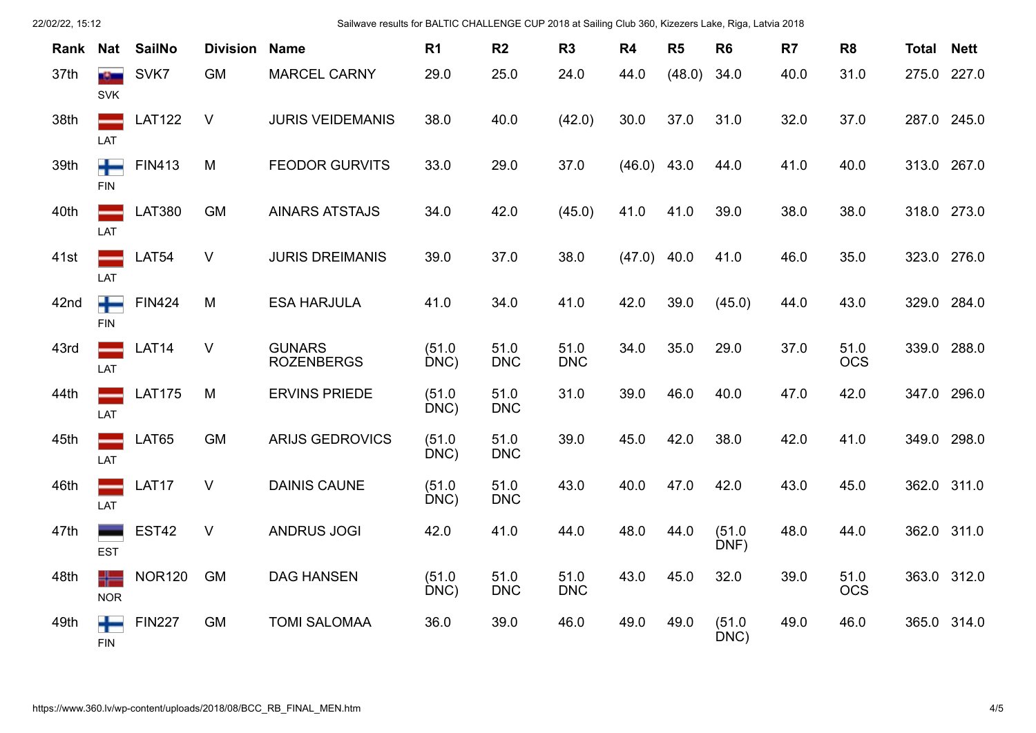| Rank | Nat | SailNo | Division | Name | R1 | R2 | R3 | R4 | R5 | R6 | R7 | R8 | Total | Nett |
|---|---|---|---|---|---|---|---|---|---|---|---|---|---|---|
| 37th | SVK | SVK7 | GM | MARCEL CARNY | 29.0 | 25.0 | 24.0 | 44.0 | (48.0) | 34.0 | 40.0 | 31.0 | 275.0 | 227.0 |
| 38th | LAT | LAT122 | V | JURIS VEIDEMANIS | 38.0 | 40.0 | (42.0) | 30.0 | 37.0 | 31.0 | 32.0 | 37.0 | 287.0 | 245.0 |
| 39th | FIN | FIN413 | M | FEODOR GURVITS | 33.0 | 29.0 | 37.0 | (46.0) | 43.0 | 44.0 | 41.0 | 40.0 | 313.0 | 267.0 |
| 40th | LAT | LAT380 | GM | AINARS ATSTAJS | 34.0 | 42.0 | (45.0) | 41.0 | 41.0 | 39.0 | 38.0 | 38.0 | 318.0 | 273.0 |
| 41st | LAT | LAT54 | V | JURIS DREIMANIS | 39.0 | 37.0 | 38.0 | (47.0) | 40.0 | 41.0 | 46.0 | 35.0 | 323.0 | 276.0 |
| 42nd | FIN | FIN424 | M | ESA HARJULA | 41.0 | 34.0 | 41.0 | 42.0 | 39.0 | (45.0) | 44.0 | 43.0 | 329.0 | 284.0 |
| 43rd | LAT | LAT14 | V | GUNARS ROZENBERGS | (51.0 DNC) | 51.0 DNC | 51.0 DNC | 34.0 | 35.0 | 29.0 | 37.0 | 51.0 OCS | 339.0 | 288.0 |
| 44th | LAT | LAT175 | M | ERVINS PRIEDE | (51.0 DNC) | 51.0 DNC | 31.0 | 39.0 | 46.0 | 40.0 | 47.0 | 42.0 | 347.0 | 296.0 |
| 45th | LAT | LAT65 | GM | ARIJS GEDROVICS | (51.0 DNC) | 51.0 DNC | 39.0 | 45.0 | 42.0 | 38.0 | 42.0 | 41.0 | 349.0 | 298.0 |
| 46th | LAT | LAT17 | V | DAINIS CAUNE | (51.0 DNC) | 51.0 DNC | 43.0 | 40.0 | 47.0 | 42.0 | 43.0 | 45.0 | 362.0 | 311.0 |
| 47th | EST | EST42 | V | ANDRUS JOGI | 42.0 | 41.0 | 44.0 | 48.0 | 44.0 | (51.0 DNF) | 48.0 | 44.0 | 362.0 | 311.0 |
| 48th | NOR | NOR120 | GM | DAG HANSEN | (51.0 DNC) | 51.0 DNC | 51.0 DNC | 43.0 | 45.0 | 32.0 | 39.0 | 51.0 OCS | 363.0 | 312.0 |
| 49th | FIN | FIN227 | GM | TOMI SALOMAA | 36.0 | 39.0 | 46.0 | 49.0 | 49.0 | (51.0 DNC) | 49.0 | 46.0 | 365.0 | 314.0 |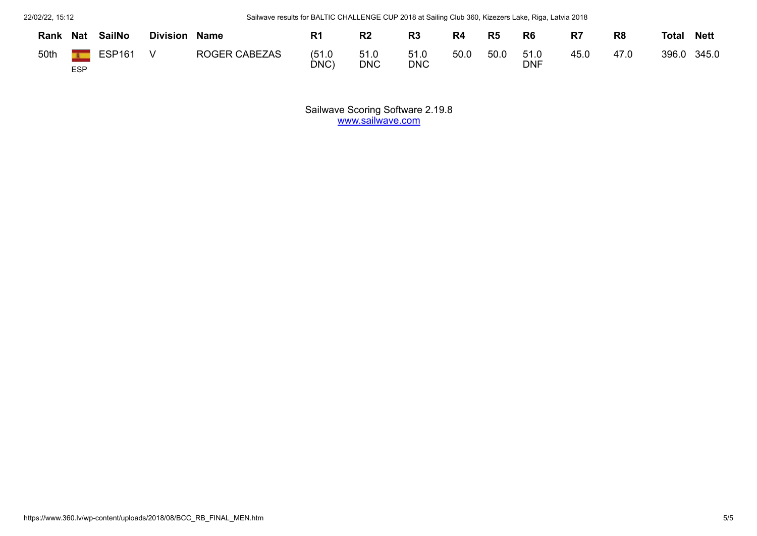| Rank | Nat | SailNo | Division | Name | R1 | R2 | R3 | R4 | R5 | R6 | R7 | R8 | Total | Nett |
|---|---|---|---|---|---|---|---|---|---|---|---|---|---|---|
| 50th | ESP | ESP161 | V | ROGER CABEZAS | (51.0 DNC) | 51.0 DNC | 51.0 DNC | 50.0 | 50.0 | 51.0 DNF | 45.0 | 47.0 | 396.0 | 345.0 |

Sailwave Scoring Software 2.19.8
www.sailwave.com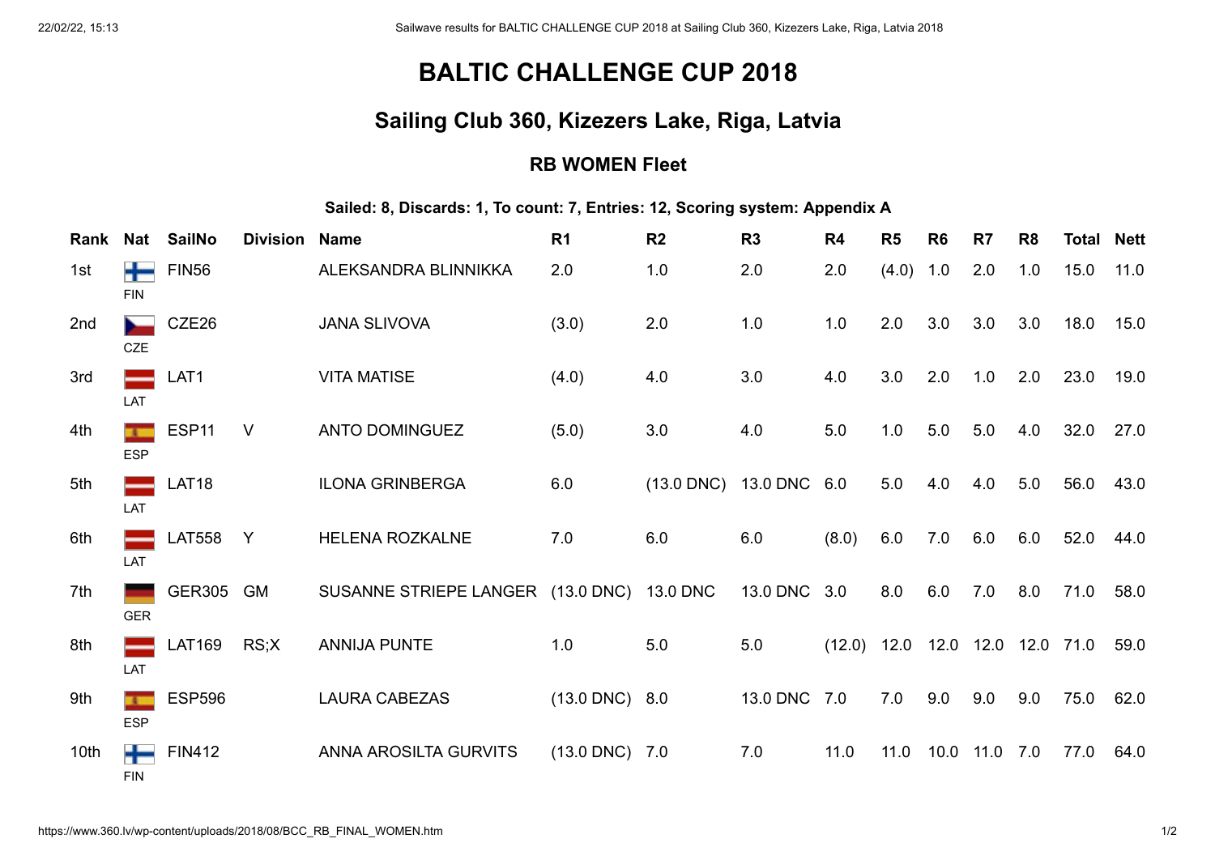# BALTIC CHALLENGE CUP 2018

## Sailing Club 360, Kizezers Lake, Riga, Latvia

### RB WOMEN Fleet

**Sailed: 8, Discards: 1, To count: 7, Entries: 12, Scoring system: Appendix A**

| Rank | Nat | SailNo | Division | Name | R1 | R2 | R3 | R4 | R5 | R6 | R7 | R8 | Total | Nett |
|---|---|---|---|---|---|---|---|---|---|---|---|---|---|---|
| 1st | FIN | FIN56 | | ALEKSANDRA BLINNIKKA | 2.0 | 1.0 | 2.0 | 2.0 | (4.0) | 1.0 | 2.0 | 1.0 | 15.0 | 11.0 |
| 2nd | CZE | CZE26 | | JANA SLIVOVA | (3.0) | 2.0 | 1.0 | 1.0 | 2.0 | 3.0 | 3.0 | 3.0 | 18.0 | 15.0 |
| 3rd | LAT | LAT1 | | VITA MATISE | (4.0) | 4.0 | 3.0 | 4.0 | 3.0 | 2.0 | 1.0 | 2.0 | 23.0 | 19.0 |
| 4th | ESP | ESP11 | V | ANTO DOMINGUEZ | (5.0) | 3.0 | 4.0 | 5.0 | 1.0 | 5.0 | 5.0 | 4.0 | 32.0 | 27.0 |
| 5th | LAT | LAT18 | | ILONA GRINBERGA | 6.0 | (13.0 DNC) | 13.0 DNC | 6.0 | 5.0 | 4.0 | 4.0 | 5.0 | 56.0 | 43.0 |
| 6th | LAT | LAT558 | Y | HELENA ROZKALNE | 7.0 | 6.0 | 6.0 | (8.0) | 6.0 | 7.0 | 6.0 | 6.0 | 52.0 | 44.0 |
| 7th | GER | GER305 | GM | SUSANNE STRIEPE LANGER | (13.0 DNC) | 13.0 DNC | 13.0 DNC | 3.0 | 8.0 | 6.0 | 7.0 | 8.0 | 71.0 | 58.0 |
| 8th | LAT | LAT169 | RS;X | ANNIJA PUNTE | 1.0 | 5.0 | 5.0 | (12.0) | 12.0 | 12.0 | 12.0 | 12.0 | 71.0 | 59.0 |
| 9th | ESP | ESP596 | | LAURA CABEZAS | (13.0 DNC) | 8.0 | 13.0 DNC | 7.0 | 7.0 | 9.0 | 9.0 | 9.0 | 75.0 | 62.0 |
| 10th | FIN | FIN412 | | ANNA AROSILTA GURVITS | (13.0 DNC) | 7.0 | 7.0 | 11.0 | 11.0 | 10.0 | 11.0 | 7.0 | 77.0 | 64.0 |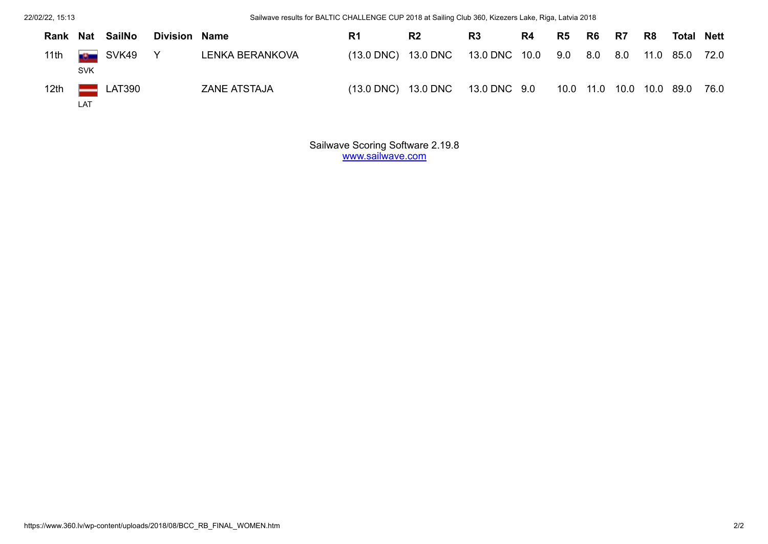| Rank | Nat | SailNo | Division | Name | R1 | R2 | R3 | R4 | R5 | R6 | R7 | R8 | Total | Nett |
|---|---|---|---|---|---|---|---|---|---|---|---|---|---|---|
| 11th | SVK | SVK49 | Y | LENKA BERANKOVA | (13.0 DNC) | 13.0 DNC | 13.0 DNC | 10.0 | 9.0 | 8.0 | 8.0 | 11.0 | 85.0 | 72.0 |
| 12th | LAT | LAT390 | | ZANE ATSTAJA | (13.0 DNC) | 13.0 DNC | 13.0 DNC | 9.0 | 10.0 | 11.0 | 10.0 | 10.0 | 89.0 | 76.0 |

Sailwave Scoring Software 2.19.8
www.sailwave.com